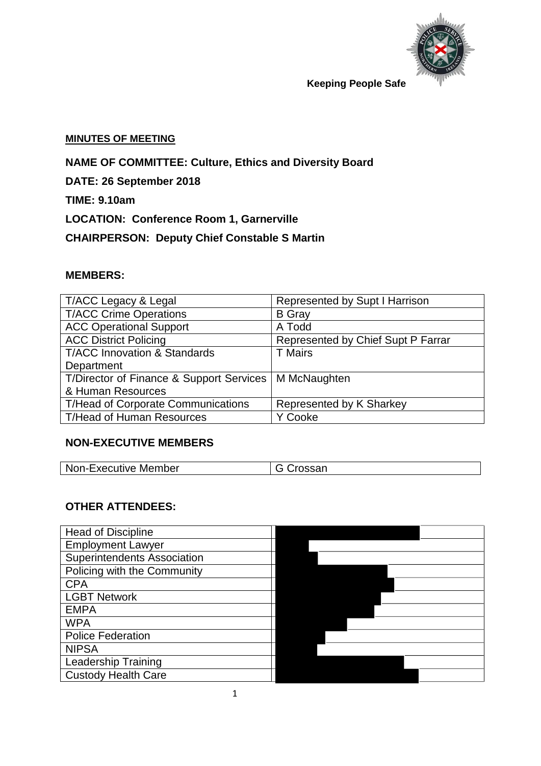Keeping People Safe

**MINUTES OF MEETING**

**NAME OF COMMITTEE: Culture, Ethics and Diversity Board**

**DATE: 26 September 2018**

**TIME: 9.10am**

**LOCATION: Conference Room 1, Garnerville**

**CHAIRPERSON: Deputy Chief Constable S Martin**

**MEMBERS:**

| | |
|---|---|
| T/ACC Legacy & Legal | Represented by Supt I Harrison |
| T/ACC Crime Operations | B Gray |
| ACC Operational Support | A Todd |
| ACC District Policing | Represented by Chief Supt P Farrar |
| T/ACC Innovation & Standards Department | T Mairs |
| T/Director of Finance & Support Services & Human Resources | M McNaughten |
| T/Head of Corporate Communications | Represented by K Sharkey |
| T/Head of Human Resources | Y Cooke |

**NON-EXECUTIVE MEMBERS**

| | |
|---|---|
| Non-Executive Member | G Crossan |

**OTHER ATTENDEES:**

| | |
|---|---|
| Head of Discipline | |
| Employment Lawyer | |
| Superintendents Association | |
| Policing with the Community | |
| CPA | |
| LGBT Network | |
| EMPA | |
| WPA | |
| Police Federation | |
| NIPSA | |
| Leadership Training | |
| Custody Health Care | |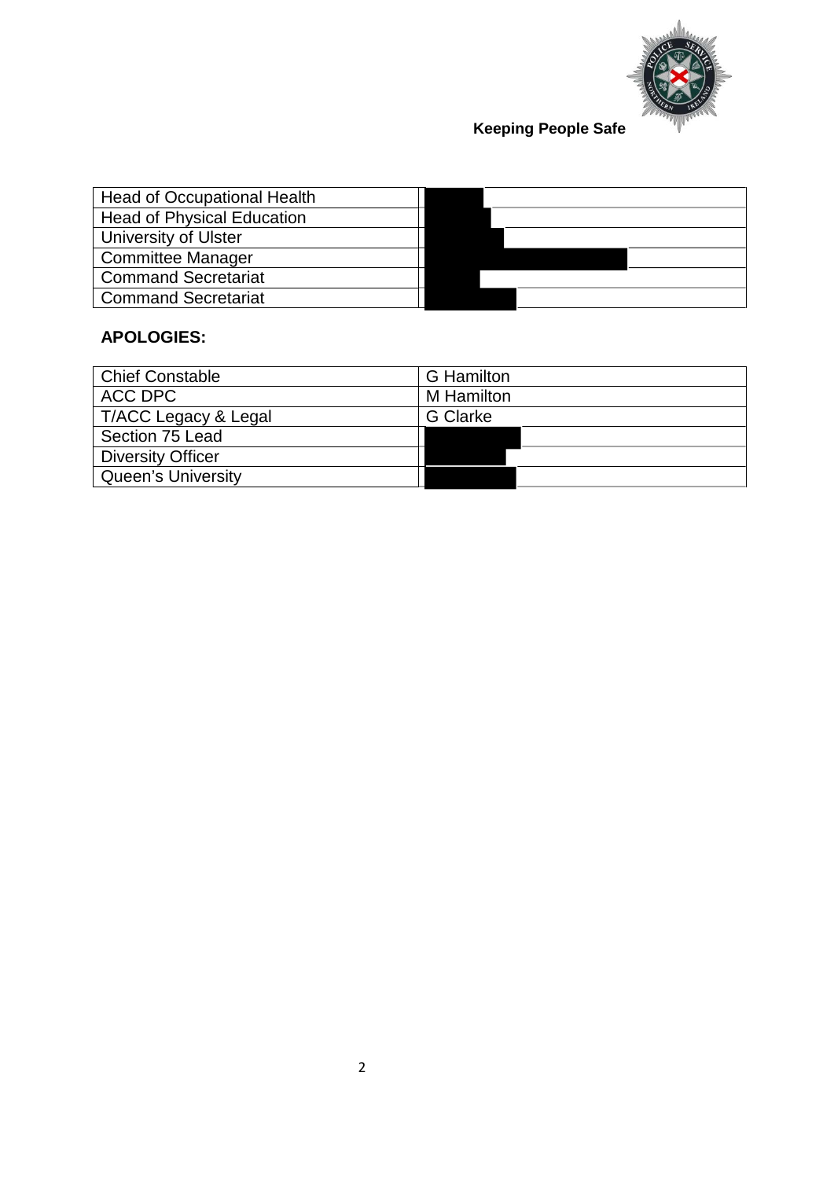| Head of Occupational Health | |
|---|---|
| Head of Physical Education | |
| University of Ulster | |
| Committee Manager | |
| Command Secretariat | |
| Command Secretariat | |

**APOLOGIES:**

| Chief Constable | G Hamilton |
|---|---|
| ACC DPC | M Hamilton |
| T/ACC Legacy & Legal | G Clarke |
| Section 75 Lead | |
| Diversity Officer | |
| Queen's University | |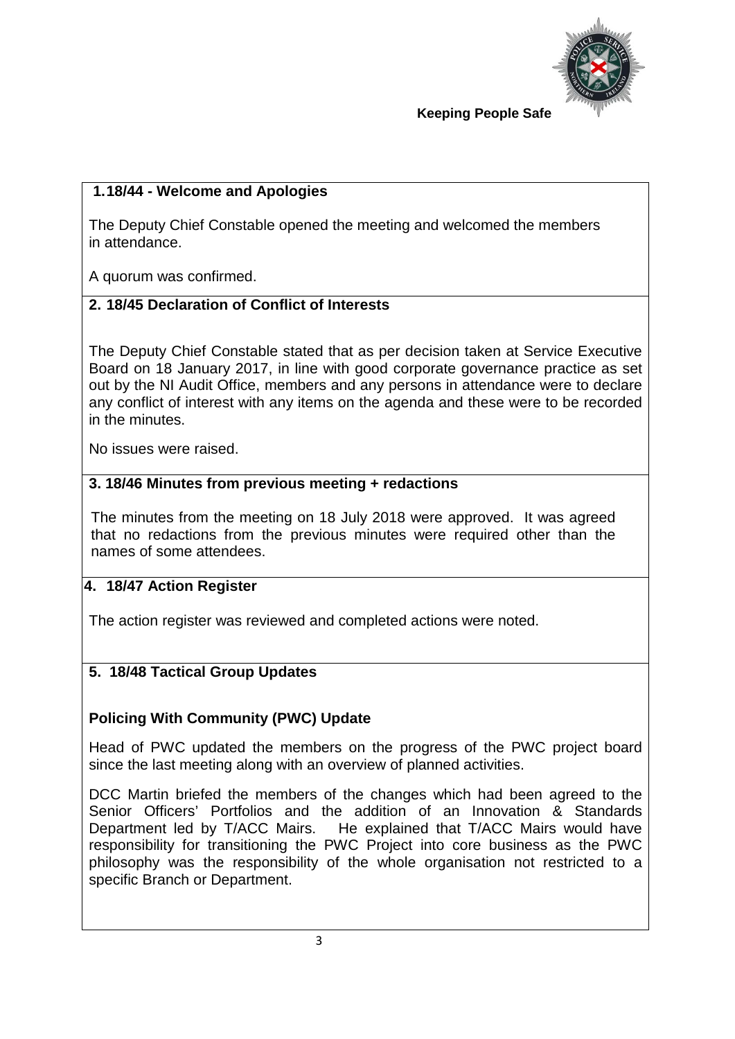Keeping People Safe

## 1. 18/44 - Welcome and Apologies

The Deputy Chief Constable opened the meeting and welcomed the members in attendance.

A quorum was confirmed.

## 2. 18/45 Declaration of Conflict of Interests

The Deputy Chief Constable stated that as per decision taken at Service Executive Board on 18 January 2017, in line with good corporate governance practice as set out by the NI Audit Office, members and any persons in attendance were to declare any conflict of interest with any items on the agenda and these were to be recorded in the minutes.

No issues were raised.

## 3. 18/46 Minutes from previous meeting + redactions

The minutes from the meeting on 18 July 2018 were approved. It was agreed that no redactions from the previous minutes were required other than the names of some attendees.

## 4. 18/47 Action Register

The action register was reviewed and completed actions were noted.

## 5. 18/48 Tactical Group Updates

### Policing With Community (PWC) Update

Head of PWC updated the members on the progress of the PWC project board since the last meeting along with an overview of planned activities.

DCC Martin briefed the members of the changes which had been agreed to the Senior Officers' Portfolios and the addition of an Innovation & Standards Department led by T/ACC Mairs. He explained that T/ACC Mairs would have responsibility for transitioning the PWC Project into core business as the PWC philosophy was the responsibility of the whole organisation not restricted to a specific Branch or Department.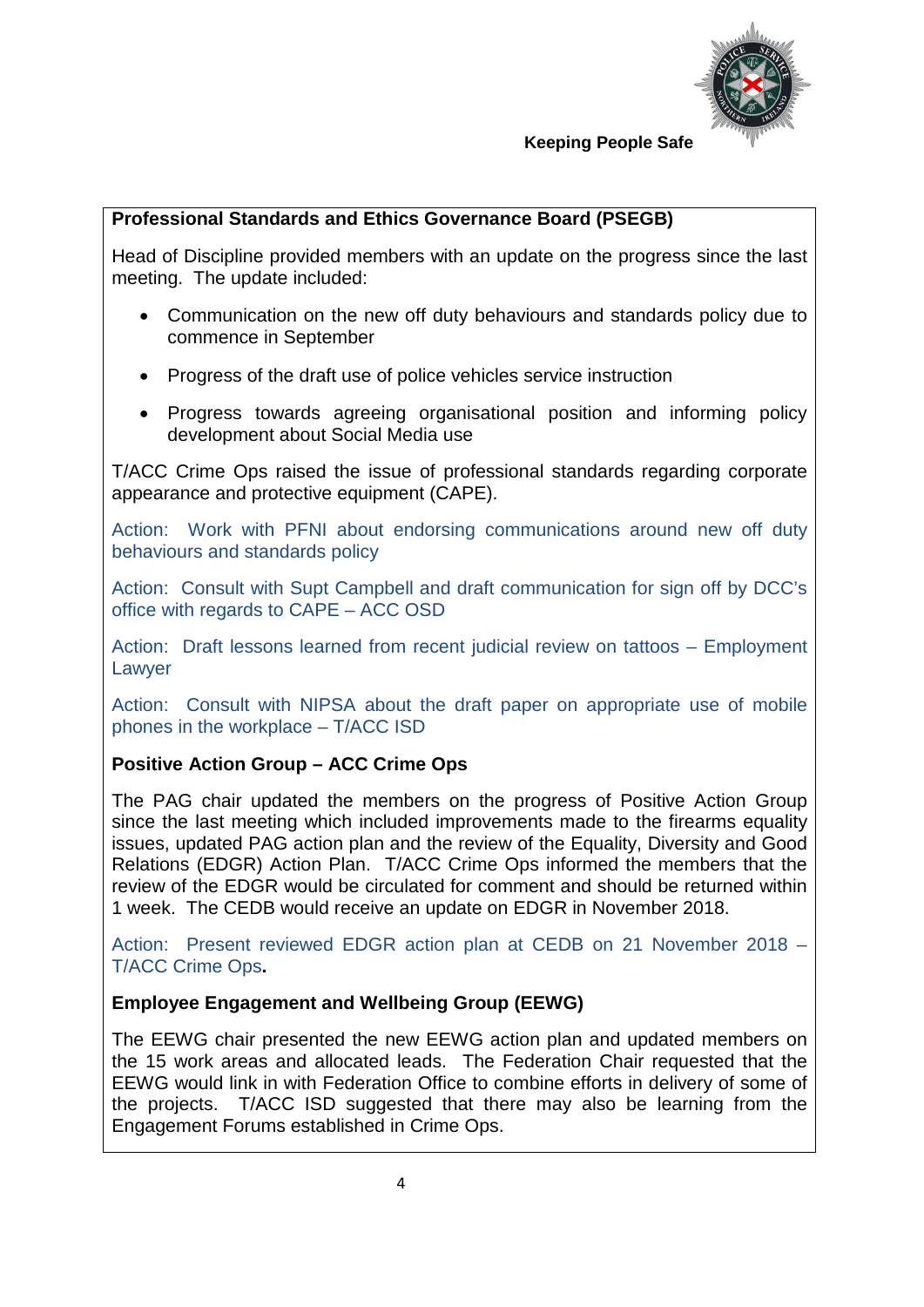**Professional Standards and Ethics Governance Board (PSEGB)**

Head of Discipline provided members with an update on the progress since the last meeting. The update included:

- Communication on the new off duty behaviours and standards policy due to commence in September
- Progress of the draft use of police vehicles service instruction
- Progress towards agreeing organisational position and informing policy development about Social Media use

T/ACC Crime Ops raised the issue of professional standards regarding corporate appearance and protective equipment (CAPE).

Action: Work with PFNI about endorsing communications around new off duty behaviours and standards policy

Action: Consult with Supt Campbell and draft communication for sign off by DCC's office with regards to CAPE – ACC OSD

Action: Draft lessons learned from recent judicial review on tattoos – Employment Lawyer

Action: Consult with NIPSA about the draft paper on appropriate use of mobile phones in the workplace – T/ACC ISD

**Positive Action Group – ACC Crime Ops**

The PAG chair updated the members on the progress of Positive Action Group since the last meeting which included improvements made to the firearms equality issues, updated PAG action plan and the review of the Equality, Diversity and Good Relations (EDGR) Action Plan. T/ACC Crime Ops informed the members that the review of the EDGR would be circulated for comment and should be returned within 1 week. The CEDB would receive an update on EDGR in November 2018.

Action: Present reviewed EDGR action plan at CEDB on 21 November 2018 – T/ACC Crime Ops.

**Employee Engagement and Wellbeing Group (EEWG)**

The EEWG chair presented the new EEWG action plan and updated members on the 15 work areas and allocated leads. The Federation Chair requested that the EEWG would link in with Federation Office to combine efforts in delivery of some of the projects. T/ACC ISD suggested that there may also be learning from the Engagement Forums established in Crime Ops.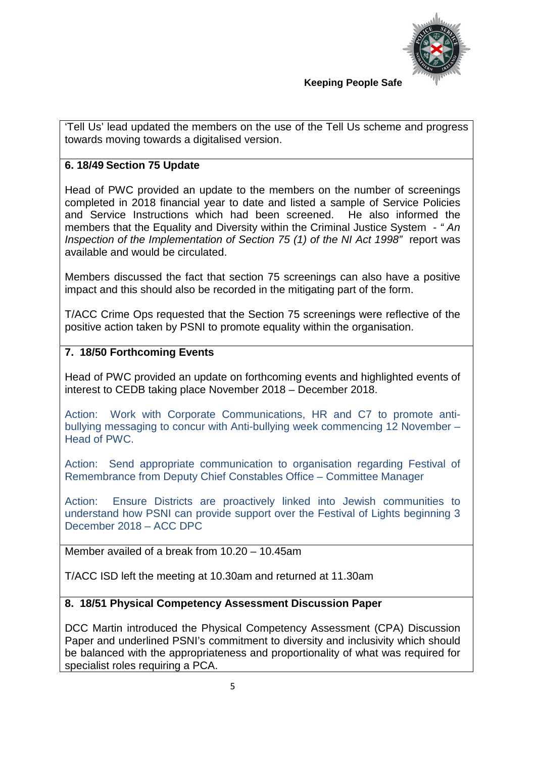'Tell Us' lead updated the members on the use of the Tell Us scheme and progress towards moving towards a digitalised version.

**6. 18/49 Section 75 Update**

Head of PWC provided an update to the members on the number of screenings completed in 2018 financial year to date and listed a sample of Service Policies and Service Instructions which had been screened. He also informed the members that the Equality and Diversity within the Criminal Justice System - *" An Inspection of the Implementation of Section 75 (1) of the NI Act 1998"* report was available and would be circulated.

Members discussed the fact that section 75 screenings can also have a positive impact and this should also be recorded in the mitigating part of the form.

T/ACC Crime Ops requested that the Section 75 screenings were reflective of the positive action taken by PSNI to promote equality within the organisation.

**7. 18/50 Forthcoming Events**

Head of PWC provided an update on forthcoming events and highlighted events of interest to CEDB taking place November 2018 – December 2018.

Action: Work with Corporate Communications, HR and C7 to promote anti-bullying messaging to concur with Anti-bullying week commencing 12 November – Head of PWC.

Action: Send appropriate communication to organisation regarding Festival of Remembrance from Deputy Chief Constables Office – Committee Manager

Action: Ensure Districts are proactively linked into Jewish communities to understand how PSNI can provide support over the Festival of Lights beginning 3 December 2018 – ACC DPC

Member availed of a break from 10.20 – 10.45am

T/ACC ISD left the meeting at 10.30am and returned at 11.30am

**8. 18/51 Physical Competency Assessment Discussion Paper**

DCC Martin introduced the Physical Competency Assessment (CPA) Discussion Paper and underlined PSNI's commitment to diversity and inclusivity which should be balanced with the appropriateness and proportionality of what was required for specialist roles requiring a PCA.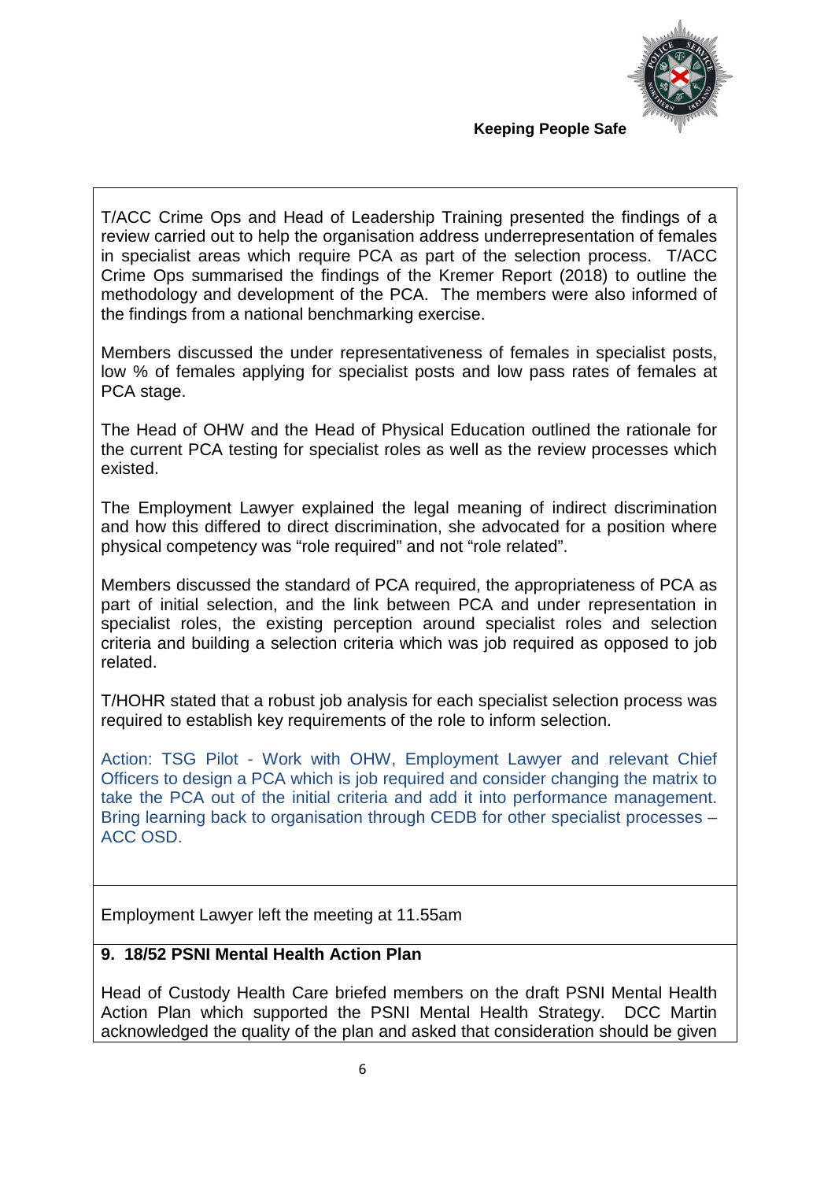T/ACC Crime Ops and Head of Leadership Training presented the findings of a review carried out to help the organisation address underrepresentation of females in specialist areas which require PCA as part of the selection process. T/ACC Crime Ops summarised the findings of the Kremer Report (2018) to outline the methodology and development of the PCA. The members were also informed of the findings from a national benchmarking exercise.

Members discussed the under representativeness of females in specialist posts, low % of females applying for specialist posts and low pass rates of females at PCA stage.

The Head of OHW and the Head of Physical Education outlined the rationale for the current PCA testing for specialist roles as well as the review processes which existed.

The Employment Lawyer explained the legal meaning of indirect discrimination and how this differed to direct discrimination, she advocated for a position where physical competency was "role required" and not "role related".

Members discussed the standard of PCA required, the appropriateness of PCA as part of initial selection, and the link between PCA and under representation in specialist roles, the existing perception around specialist roles and selection criteria and building a selection criteria which was job required as opposed to job related.

T/HOHR stated that a robust job analysis for each specialist selection process was required to establish key requirements of the role to inform selection.

Action: TSG Pilot - Work with OHW, Employment Lawyer and relevant Chief Officers to design a PCA which is job required and consider changing the matrix to take the PCA out of the initial criteria and add it into performance management. Bring learning back to organisation through CEDB for other specialist processes – ACC OSD.

Employment Lawyer left the meeting at 11.55am

**9. 18/52 PSNI Mental Health Action Plan**

Head of Custody Health Care briefed members on the draft PSNI Mental Health Action Plan which supported the PSNI Mental Health Strategy. DCC Martin acknowledged the quality of the plan and asked that consideration should be given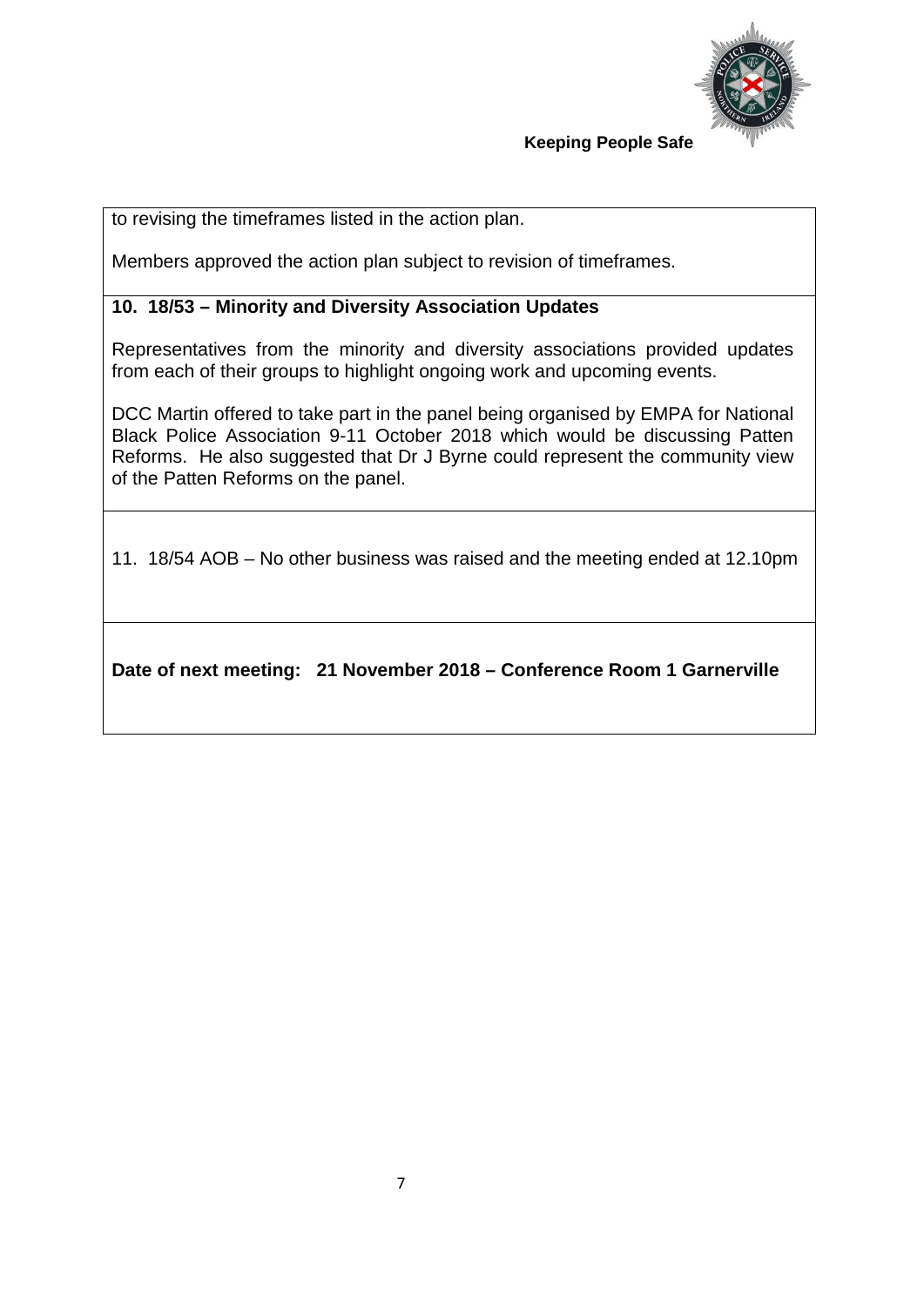to revising the timeframes listed in the action plan.

Members approved the action plan subject to revision of timeframes.

**10. 18/53 – Minority and Diversity Association Updates**

Representatives from the minority and diversity associations provided updates from each of their groups to highlight ongoing work and upcoming events.

DCC Martin offered to take part in the panel being organised by EMPA for National Black Police Association 9-11 October 2018 which would be discussing Patten Reforms. He also suggested that Dr J Byrne could represent the community view of the Patten Reforms on the panel.

11. 18/54 AOB – No other business was raised and the meeting ended at 12.10pm

**Date of next meeting: 21 November 2018 – Conference Room 1 Garnerville**